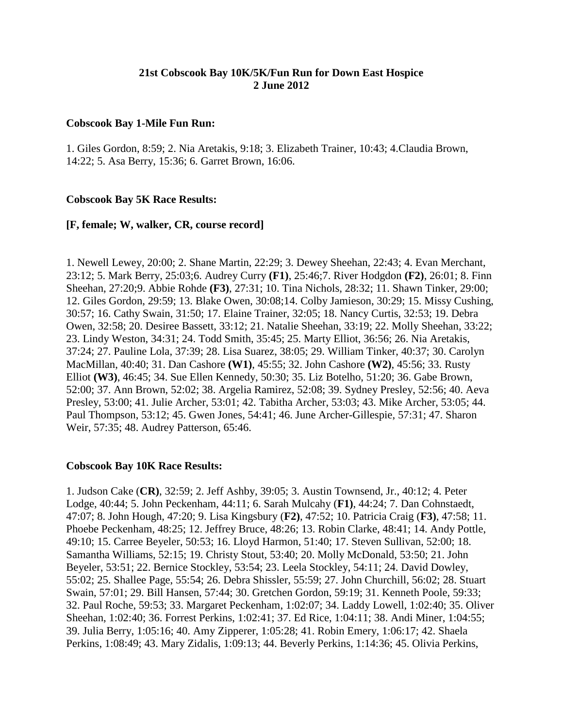**21st Cobscook Bay 10K/5K/Fun Run for Down East Hospice**
**2 June 2012**

**Cobscook Bay 1-Mile Fun Run:**

1. Giles Gordon, 8:59; 2. Nia Aretakis, 9:18; 3. Elizabeth Trainer, 10:43; 4.Claudia Brown, 14:22; 5. Asa Berry, 15:36; 6. Garret Brown, 16:06.

**Cobscook Bay 5K Race Results:**

**[F, female; W, walker, CR, course record]**

1. Newell Lewey, 20:00; 2. Shane Martin, 22:29; 3. Dewey Sheehan, 22:43; 4. Evan Merchant, 23:12; 5. Mark Berry, 25:03;6. Audrey Curry **(F1)**, 25:46;7. River Hodgdon **(F2)**, 26:01; 8. Finn Sheehan, 27:20;9. Abbie Rohde **(F3)**, 27:31; 10. Tina Nichols, 28:32; 11. Shawn Tinker, 29:00; 12. Giles Gordon, 29:59; 13. Blake Owen, 30:08;14. Colby Jamieson, 30:29; 15. Missy Cushing, 30:57; 16. Cathy Swain, 31:50; 17. Elaine Trainer, 32:05; 18. Nancy Curtis, 32:53; 19. Debra Owen, 32:58; 20. Desiree Bassett, 33:12; 21. Natalie Sheehan, 33:19; 22. Molly Sheehan, 33:22; 23. Lindy Weston, 34:31; 24. Todd Smith, 35:45; 25. Marty Elliot, 36:56; 26. Nia Aretakis, 37:24; 27. Pauline Lola, 37:39; 28. Lisa Suarez, 38:05; 29. William Tinker, 40:37; 30. Carolyn MacMillan, 40:40; 31. Dan Cashore **(W1)**, 45:55; 32. John Cashore **(W2)**, 45:56; 33. Rusty Elliot **(W3)**, 46:45; 34. Sue Ellen Kennedy, 50:30; 35. Liz Botelho, 51:20; 36. Gabe Brown, 52:00; 37. Ann Brown, 52:02; 38. Argelia Ramirez, 52:08; 39. Sydney Presley, 52:56; 40. Aeva Presley, 53:00; 41. Julie Archer, 53:01; 42. Tabitha Archer, 53:03; 43. Mike Archer, 53:05; 44. Paul Thompson, 53:12; 45. Gwen Jones, 54:41; 46. June Archer-Gillespie, 57:31; 47. Sharon Weir, 57:35; 48. Audrey Patterson, 65:46.

**Cobscook Bay 10K Race Results:**

1. Judson Cake (**CR)**, 32:59; 2. Jeff Ashby, 39:05; 3. Austin Townsend, Jr., 40:12; 4. Peter Lodge, 40:44; 5. John Peckenham, 44:11; 6. Sarah Mulcahy (**F1)**, 44:24; 7. Dan Cohnstaedt, 47:07; 8. John Hough, 47:20; 9. Lisa Kingsbury (**F2)**, 47:52; 10. Patricia Craig (**F3)**, 47:58; 11. Phoebe Peckenham, 48:25; 12. Jeffrey Bruce, 48:26; 13. Robin Clarke, 48:41; 14. Andy Pottle, 49:10; 15. Carree Beyeler, 50:53; 16. Lloyd Harmon, 51:40; 17. Steven Sullivan, 52:00; 18. Samantha Williams, 52:15; 19. Christy Stout, 53:40; 20. Molly McDonald, 53:50; 21. John Beyeler, 53:51; 22. Bernice Stockley, 53:54; 23. Leela Stockley, 54:11; 24. David Dowley, 55:02; 25. Shallee Page, 55:54; 26. Debra Shissler, 55:59; 27. John Churchill, 56:02; 28. Stuart Swain, 57:01; 29. Bill Hansen, 57:44; 30. Gretchen Gordon, 59:19; 31. Kenneth Poole, 59:33; 32. Paul Roche, 59:53; 33. Margaret Peckenham, 1:02:07; 34. Laddy Lowell, 1:02:40; 35. Oliver Sheehan, 1:02:40; 36. Forrest Perkins, 1:02:41; 37. Ed Rice, 1:04:11; 38. Andi Miner, 1:04:55; 39. Julia Berry, 1:05:16; 40. Amy Zipperer, 1:05:28; 41. Robin Emery, 1:06:17; 42. Shaela Perkins, 1:08:49; 43. Mary Zidalis, 1:09:13; 44. Beverly Perkins, 1:14:36; 45. Olivia Perkins,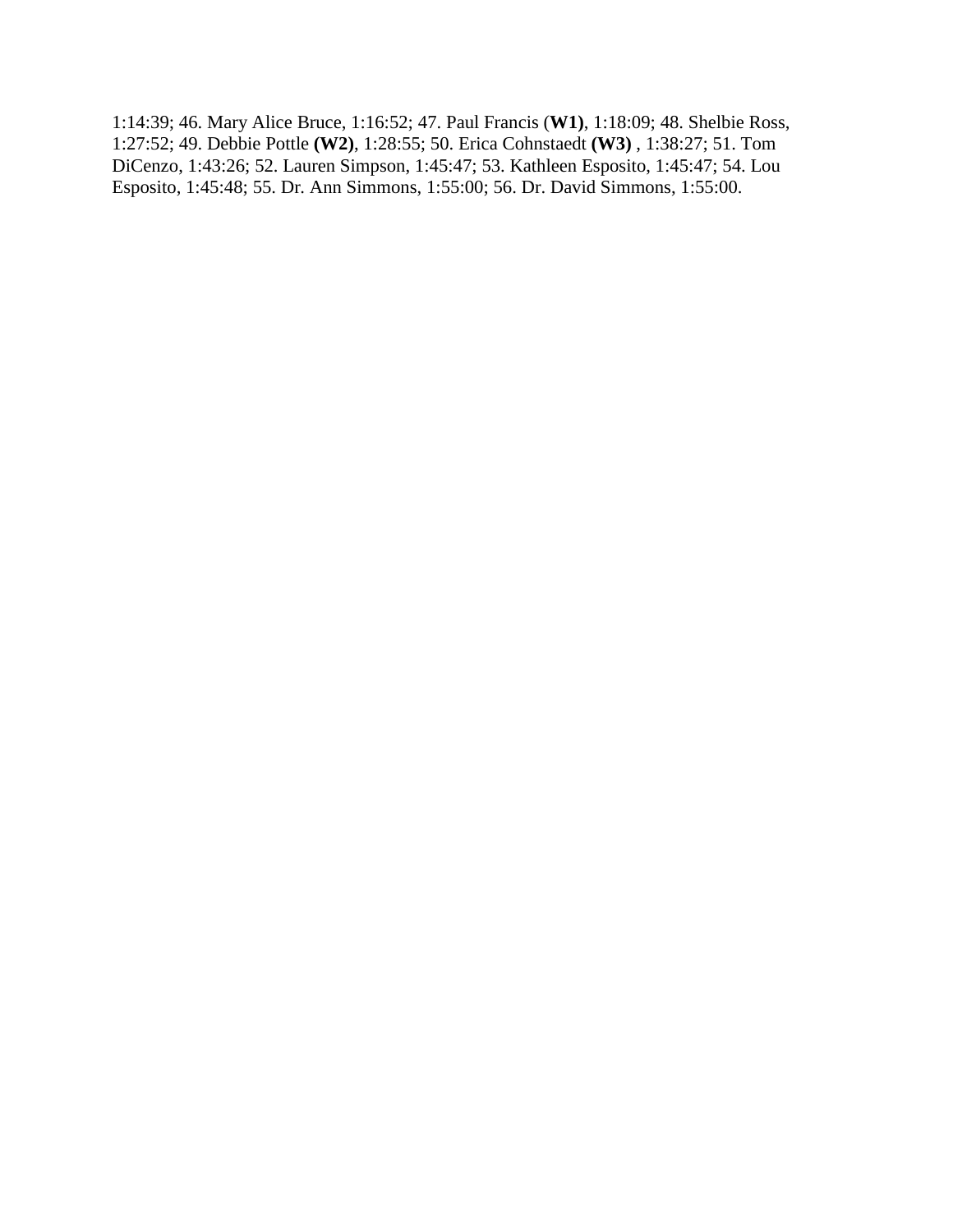1:14:39; 46. Mary Alice Bruce, 1:16:52; 47. Paul Francis (**W1)**, 1:18:09; 48. Shelbie Ross, 1:27:52; 49. Debbie Pottle **(W2)**, 1:28:55; 50. Erica Cohnstaedt **(W3)** , 1:38:27; 51. Tom DiCenzo, 1:43:26; 52. Lauren Simpson, 1:45:47; 53. Kathleen Esposito, 1:45:47; 54. Lou Esposito, 1:45:48; 55. Dr. Ann Simmons, 1:55:00; 56. Dr. David Simmons, 1:55:00.